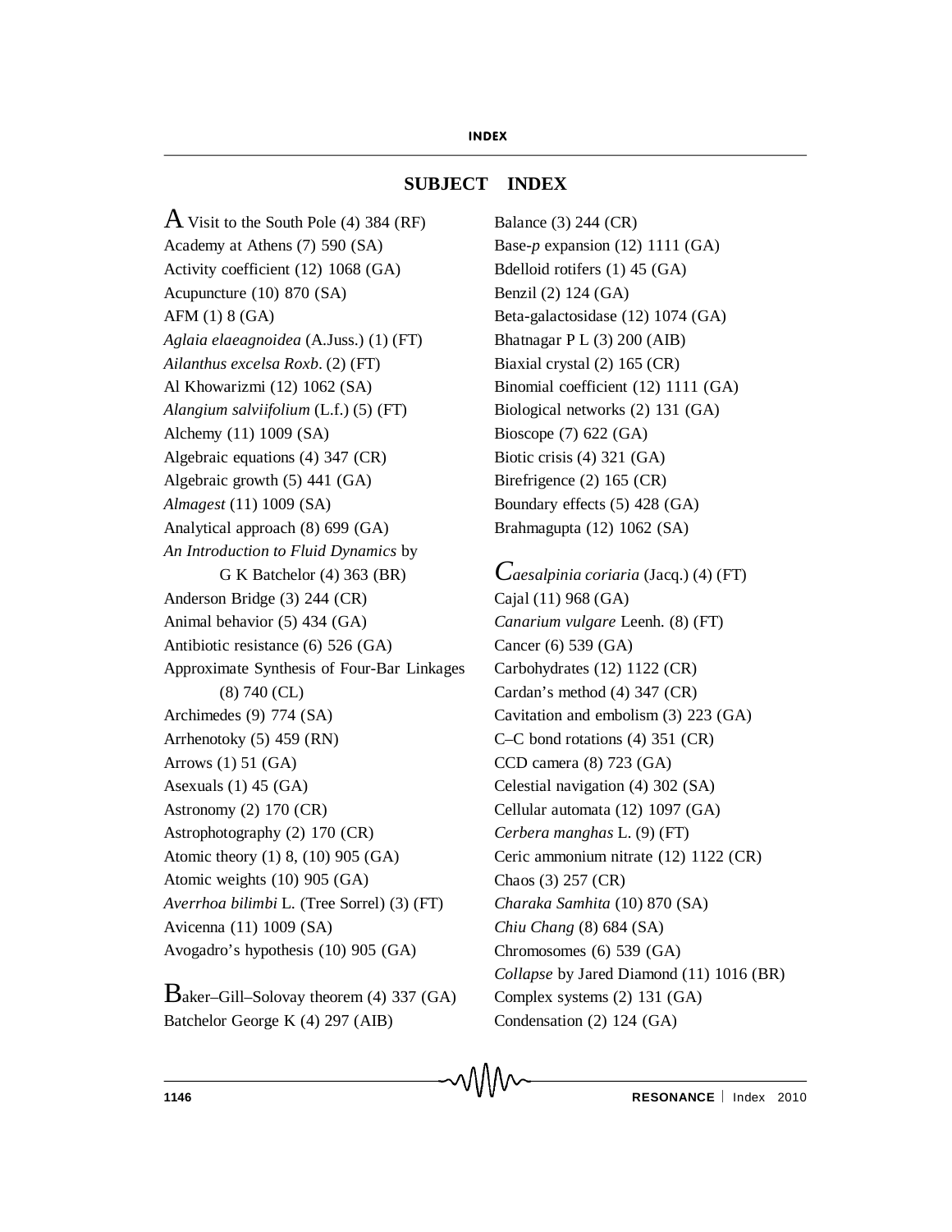## SUBJECT INDEX

A Visit to the South Pole (4) 384 (RF)
Academy at Athens (7) 590 (SA)
Activity coefficient (12) 1068 (GA)
Acupuncture (10) 870 (SA)
AFM (1) 8 (GA)
*Aglaia elaeagnoidea* (A.Juss.) (1) (FT)
*Ailanthus excelsa Roxb*. (2) (FT)
Al Khowarizmi (12) 1062 (SA)
*Alangium salviifolium* (L.f.) (5) (FT)
Alchemy (11) 1009 (SA)
Algebraic equations (4) 347 (CR)
Algebraic growth (5) 441 (GA)
*Almagest* (11) 1009 (SA)
Analytical approach (8) 699 (GA)
*An Introduction to Fluid Dynamics* by G K Batchelor (4) 363 (BR)
Anderson Bridge (3) 244 (CR)
Animal behavior (5) 434 (GA)
Antibiotic resistance (6) 526 (GA)
Approximate Synthesis of Four-Bar Linkages (8) 740 (CL)
Archimedes (9) 774 (SA)
Arrhenotoky (5) 459 (RN)
Arrows (1) 51 (GA)
Asexuals (1) 45 (GA)
Astronomy (2) 170 (CR)
Astrophotography (2) 170 (CR)
Atomic theory (1) 8, (10) 905 (GA)
Atomic weights (10) 905 (GA)
*Averrhoa bilimbi* L. (Tree Sorrel) (3) (FT)
Avicenna (11) 1009 (SA)
Avogadro's hypothesis (10) 905 (GA)

Baker–Gill–Solovay theorem (4) 337 (GA)
Batchelor George K (4) 297 (AIB)
Balance (3) 244 (CR)
Base-*p* expansion (12) 1111 (GA)
Bdelloid rotifers (1) 45 (GA)
Benzil (2) 124 (GA)
Beta-galactosidase (12) 1074 (GA)
Bhatnagar P L (3) 200 (AIB)
Biaxial crystal (2) 165 (CR)
Binomial coefficient (12) 1111 (GA)
Biological networks (2) 131 (GA)
Bioscope (7) 622 (GA)
Biotic crisis (4) 321 (GA)
Birefrigence (2) 165 (CR)
Boundary effects (5) 428 (GA)
Brahmagupta (12) 1062 (SA)

*Caesalpinia coriaria* (Jacq.) (4) (FT)
Cajal (11) 968 (GA)
*Canarium vulgare* Leenh. (8) (FT)
Cancer (6) 539 (GA)
Carbohydrates (12) 1122 (CR)
Cardan's method (4) 347 (CR)
Cavitation and embolism (3) 223 (GA)
C–C bond rotations (4) 351 (CR)
CCD camera (8) 723 (GA)
Celestial navigation (4) 302 (SA)
Cellular automata (12) 1097 (GA)
*Cerbera manghas* L. (9) (FT)
Ceric ammonium nitrate (12) 1122 (CR)
Chaos (3) 257 (CR)
*Charaka Samhita* (10) 870 (SA)
*Chiu Chang* (8) 684 (SA)
Chromosomes (6) 539 (GA)
*Collapse* by Jared Diamond (11) 1016 (BR)
Complex systems (2) 131 (GA)
Condensation (2) 124 (GA)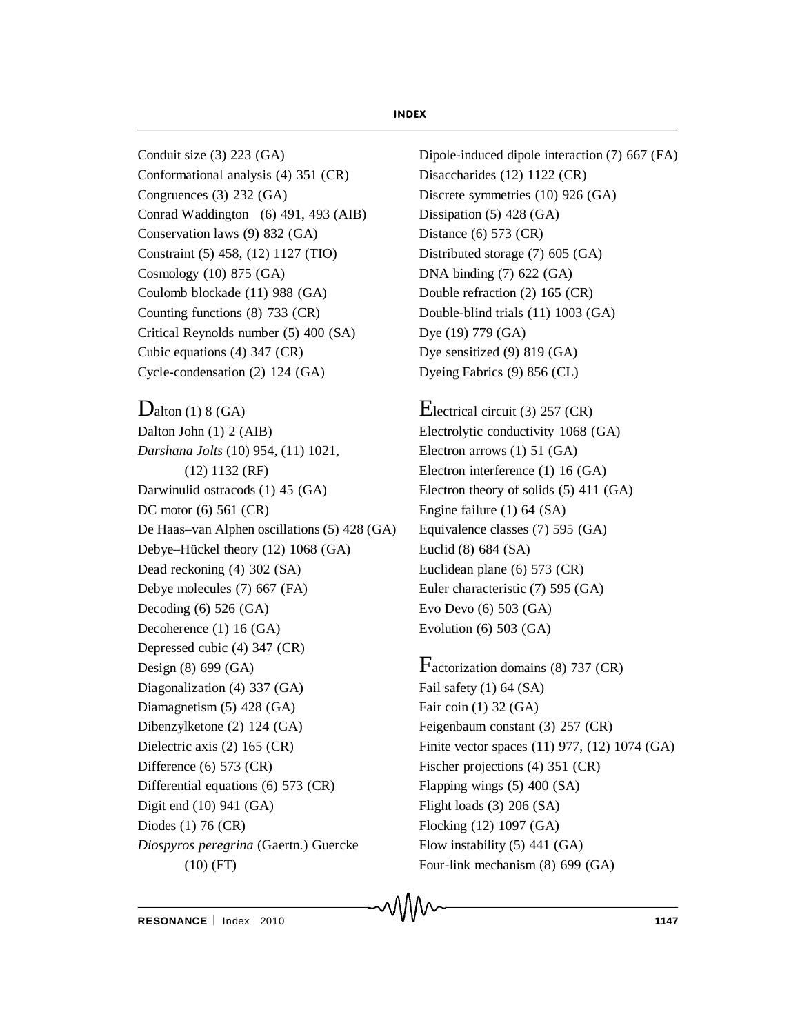Conduit size (3) 223 (GA)
Conformational analysis (4) 351 (CR)
Congruences (3) 232 (GA)
Conrad Waddington (6) 491, 493 (AIB)
Conservation laws (9) 832 (GA)
Constraint (5) 458, (12) 1127 (TIO)
Cosmology (10) 875 (GA)
Coulomb blockade (11) 988 (GA)
Counting functions (8) 733 (CR)
Critical Reynolds number (5) 400 (SA)
Cubic equations (4) 347 (CR)
Cycle-condensation (2) 124 (GA)

Dalton (1) 8 (GA)
Dalton John (1) 2 (AIB)
*Darshana Jolts* (10) 954, (11) 1021, (12) 1132 (RF)
Darwinulid ostracods (1) 45 (GA)
DC motor (6) 561 (CR)
De Haas–van Alphen oscillations (5) 428 (GA)
Debye–Hückel theory (12) 1068 (GA)
Dead reckoning (4) 302 (SA)
Debye molecules (7) 667 (FA)
Decoding (6) 526 (GA)
Decoherence (1) 16 (GA)
Depressed cubic (4) 347 (CR)
Design (8) 699 (GA)
Diagonalization (4) 337 (GA)
Diamagnetism (5) 428 (GA)
Dibenzylketone (2) 124 (GA)
Dielectric axis (2) 165 (CR)
Difference (6) 573 (CR)
Differential equations (6) 573 (CR)
Digit end (10) 941 (GA)
Diodes (1) 76 (CR)
*Diospyros peregrina* (Gaertn.) Guercke (10) (FT)
Dipole-induced dipole interaction (7) 667 (FA)
Disaccharides (12) 1122 (CR)
Discrete symmetries (10) 926 (GA)
Dissipation (5) 428 (GA)
Distance (6) 573 (CR)
Distributed storage (7) 605 (GA)
DNA binding (7) 622 (GA)
Double refraction (2) 165 (CR)
Double-blind trials (11) 1003 (GA)
Dye (19) 779 (GA)
Dye sensitized (9) 819 (GA)
Dyeing Fabrics (9) 856 (CL)

Electrical circuit (3) 257 (CR)
Electrolytic conductivity 1068 (GA)
Electron arrows (1) 51 (GA)
Electron interference (1) 16 (GA)
Electron theory of solids (5) 411 (GA)
Engine failure (1) 64 (SA)
Equivalence classes (7) 595 (GA)
Euclid (8) 684 (SA)
Euclidean plane (6) 573 (CR)
Euler characteristic (7) 595 (GA)
Evo Devo (6) 503 (GA)
Evolution (6) 503 (GA)

Factorization domains (8) 737 (CR)
Fail safety (1) 64 (SA)
Fair coin (1) 32 (GA)
Feigenbaum constant (3) 257 (CR)
Finite vector spaces (11) 977, (12) 1074 (GA)
Fischer projections (4) 351 (CR)
Flapping wings (5) 400 (SA)
Flight loads (3) 206 (SA)
Flocking (12) 1097 (GA)
Flow instability (5) 441 (GA)
Four-link mechanism (8) 699 (GA)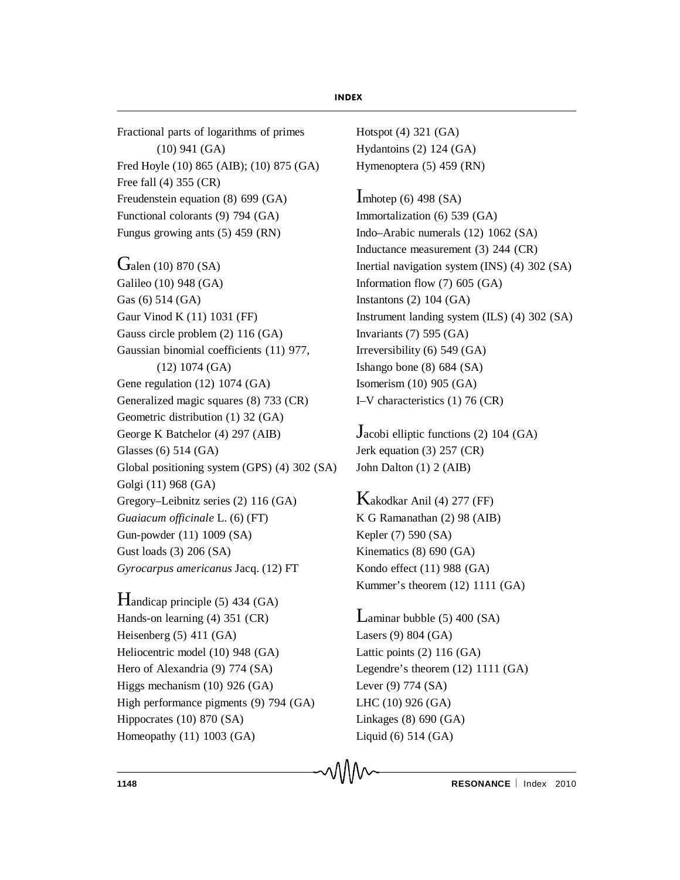Fractional parts of logarithms of primes (10) 941 (GA)
Fred Hoyle (10) 865 (AIB); (10) 875 (GA)
Free fall (4) 355 (CR)
Freudenstein equation (8) 699 (GA)
Functional colorants (9) 794 (GA)
Fungus growing ants (5) 459 (RN)

Galen (10) 870 (SA)
Galileo (10) 948 (GA)
Gas (6) 514 (GA)
Gaur Vinod K (11) 1031 (FF)
Gauss circle problem (2) 116 (GA)
Gaussian binomial coefficients (11) 977, (12) 1074 (GA)
Gene regulation (12) 1074 (GA)
Generalized magic squares (8) 733 (CR)
Geometric distribution (1) 32 (GA)
George K Batchelor (4) 297 (AIB)
Glasses (6) 514 (GA)
Global positioning system (GPS) (4) 302 (SA)
Golgi (11) 968 (GA)
Gregory–Leibnitz series (2) 116 (GA)
*Guaiacum officinale* L. (6) (FT)
Gun-powder (11) 1009 (SA)
Gust loads (3) 206 (SA)
*Gyrocarpus americanus* Jacq. (12) FT

Handicap principle (5) 434 (GA)
Hands-on learning (4) 351 (CR)
Heisenberg (5) 411 (GA)
Heliocentric model (10) 948 (GA)
Hero of Alexandria (9) 774 (SA)
Higgs mechanism (10) 926 (GA)
High performance pigments (9) 794 (GA)
Hippocrates (10) 870 (SA)
Homeopathy (11) 1003 (GA)
Hotspot (4) 321 (GA)
Hydantoins (2) 124 (GA)
Hymenoptera (5) 459 (RN)

Imhotep (6) 498 (SA)
Immortalization (6) 539 (GA)
Indo–Arabic numerals (12) 1062 (SA)
Inductance measurement (3) 244 (CR)
Inertial navigation system (INS) (4) 302 (SA)
Information flow (7) 605 (GA)
Instantons (2) 104 (GA)
Instrument landing system (ILS) (4) 302 (SA)
Invariants (7) 595 (GA)
Irreversibility (6) 549 (GA)
Ishango bone (8) 684 (SA)
Isomerism (10) 905 (GA)
I–V characteristics (1) 76 (CR)

Jacobi elliptic functions (2) 104 (GA)
Jerk equation (3) 257 (CR)
John Dalton (1) 2 (AIB)

Kakodkar Anil (4) 277 (FF)
K G Ramanathan (2) 98 (AIB)
Kepler (7) 590 (SA)
Kinematics (8) 690 (GA)
Kondo effect (11) 988 (GA)
Kummer's theorem (12) 1111 (GA)

Laminar bubble (5) 400 (SA)
Lasers (9) 804 (GA)
Lattic points (2) 116 (GA)
Legendre's theorem (12) 1111 (GA)
Lever (9) 774 (SA)
LHC (10) 926 (GA)
Linkages (8) 690 (GA)
Liquid (6) 514 (GA)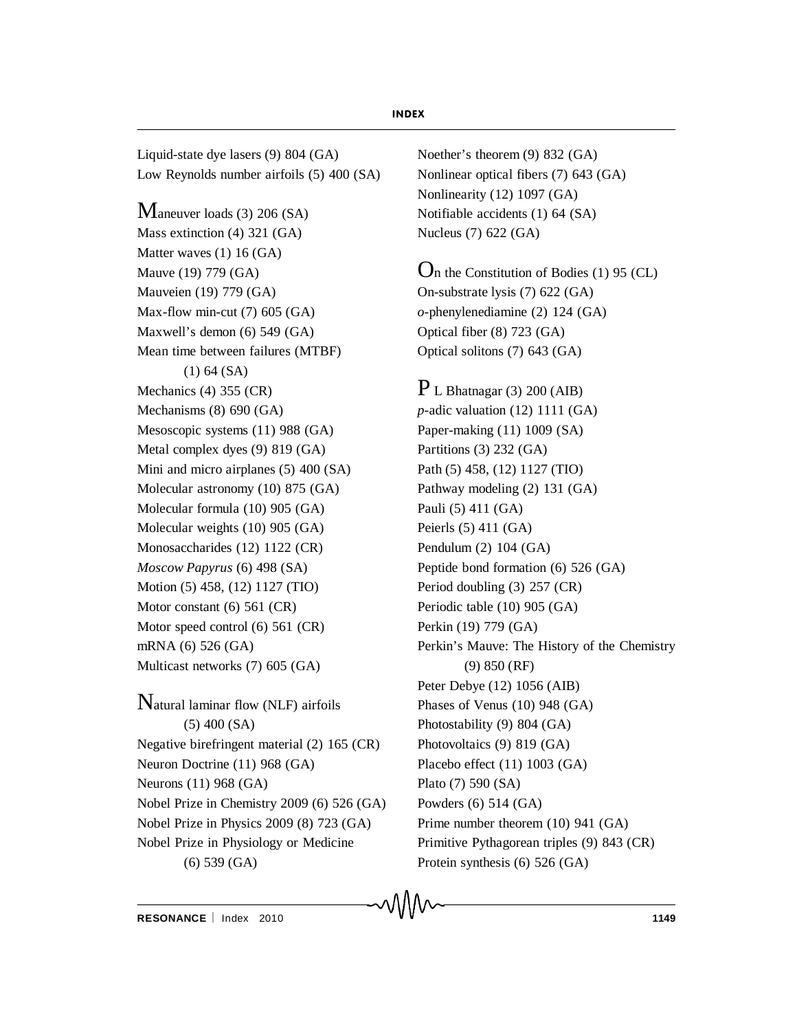Liquid-state dye lasers (9) 804 (GA)
Low Reynolds number airfoils (5) 400 (SA)

Maneuver loads (3) 206 (SA)
Mass extinction (4) 321 (GA)
Matter waves (1) 16 (GA)
Mauve (19) 779 (GA)
Mauveien (19) 779 (GA)
Max-flow min-cut (7) 605 (GA)
Maxwell's demon (6) 549 (GA)
Mean time between failures (MTBF) (1) 64 (SA)
Mechanics (4) 355 (CR)
Mechanisms (8) 690 (GA)
Mesoscopic systems (11) 988 (GA)
Metal complex dyes (9) 819 (GA)
Mini and micro airplanes (5) 400 (SA)
Molecular astronomy (10) 875 (GA)
Molecular formula (10) 905 (GA)
Molecular weights (10) 905 (GA)
Monosaccharides (12) 1122 (CR)
*Moscow Papyrus* (6) 498 (SA)
Motion (5) 458, (12) 1127 (TIO)
Motor constant (6) 561 (CR)
Motor speed control (6) 561 (CR)
mRNA (6) 526 (GA)
Multicast networks (7) 605 (GA)

Natural laminar flow (NLF) airfoils (5) 400 (SA)
Negative birefringent material (2) 165 (CR)
Neuron Doctrine (11) 968 (GA)
Neurons (11) 968 (GA)
Nobel Prize in Chemistry 2009 (6) 526 (GA)
Nobel Prize in Physics 2009 (8) 723 (GA)
Nobel Prize in Physiology or Medicine (6) 539 (GA)
Noether's theorem (9) 832 (GA)
Nonlinear optical fibers (7) 643 (GA)
Nonlinearity (12) 1097 (GA)
Notifiable accidents (1) 64 (SA)
Nucleus (7) 622 (GA)

On the Constitution of Bodies (1) 95 (CL)
On-substrate lysis (7) 622 (GA)
*o*-phenylenediamine (2) 124 (GA)
Optical fiber (8) 723 (GA)
Optical solitons (7) 643 (GA)

P L Bhatnagar (3) 200 (AIB)
*p*-adic valuation (12) 1111 (GA)
Paper-making (11) 1009 (SA)
Partitions (3) 232 (GA)
Path (5) 458, (12) 1127 (TIO)
Pathway modeling (2) 131 (GA)
Pauli (5) 411 (GA)
Peierls (5) 411 (GA)
Pendulum (2) 104 (GA)
Peptide bond formation (6) 526 (GA)
Period doubling (3) 257 (CR)
Periodic table (10) 905 (GA)
Perkin (19) 779 (GA)
Perkin's Mauve: The History of the Chemistry (9) 850 (RF)
Peter Debye (12) 1056 (AIB)
Phases of Venus (10) 948 (GA)
Photostability (9) 804 (GA)
Photovoltaics (9) 819 (GA)
Placebo effect (11) 1003 (GA)
Plato (7) 590 (SA)
Powders (6) 514 (GA)
Prime number theorem (10) 941 (GA)
Primitive Pythagorean triples (9) 843 (CR)
Protein synthesis (6) 526 (GA)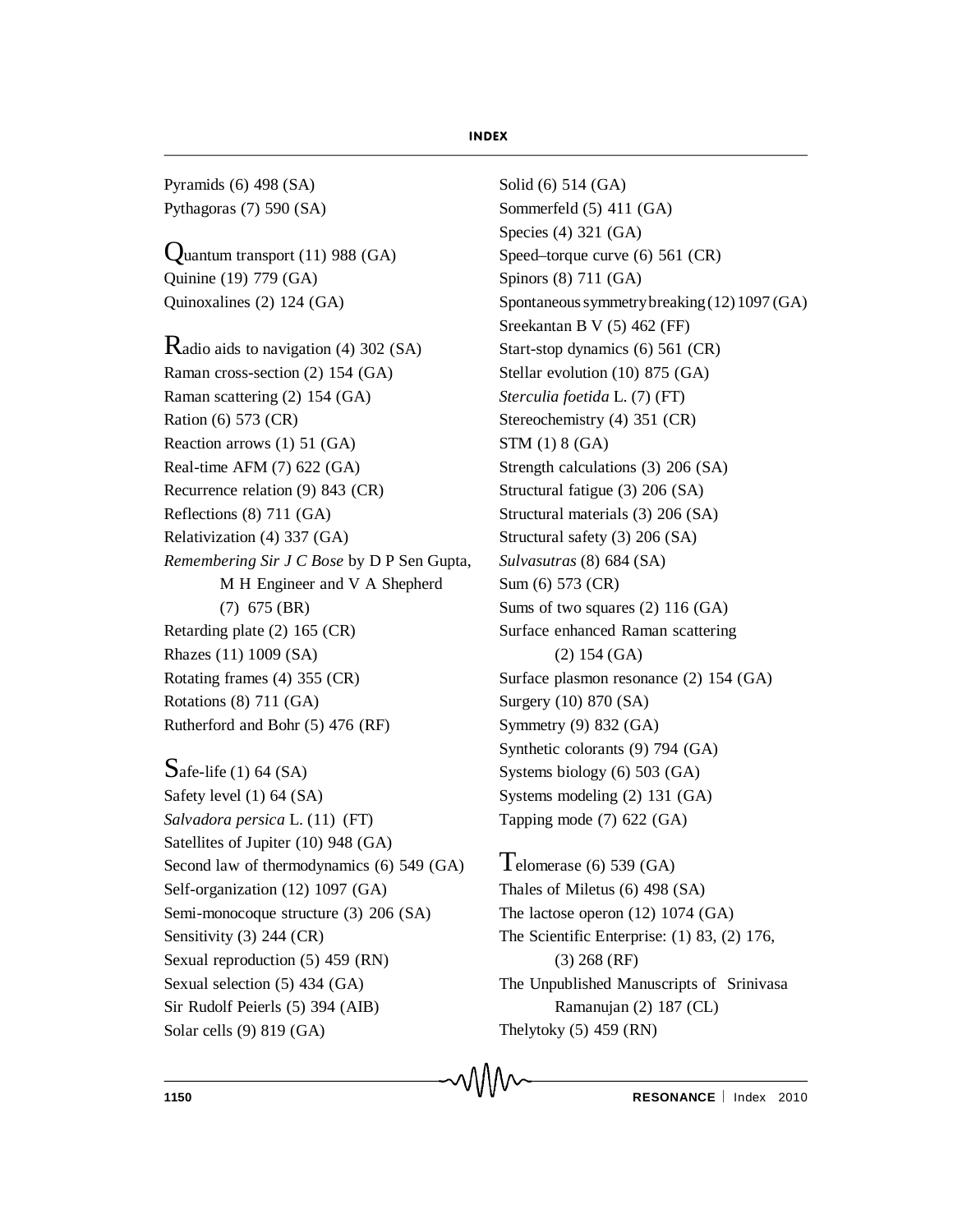Pyramids (6) 498 (SA)
Pythagoras (7) 590 (SA)

Quantum transport (11) 988 (GA)
Quinine (19) 779 (GA)
Quinoxalines (2) 124 (GA)

Radio aids to navigation (4) 302 (SA)
Raman cross-section (2) 154 (GA)
Raman scattering (2) 154 (GA)
Ration (6) 573 (CR)
Reaction arrows (1) 51 (GA)
Real-time AFM (7) 622 (GA)
Recurrence relation (9) 843 (CR)
Reflections (8) 711 (GA)
Relativization (4) 337 (GA)
*Remembering Sir J C Bose* by D P Sen Gupta, M H Engineer and V A Shepherd (7) 675 (BR)
Retarding plate (2) 165 (CR)
Rhazes (11) 1009 (SA)
Rotating frames (4) 355 (CR)
Rotations (8) 711 (GA)
Rutherford and Bohr (5) 476 (RF)

Safe-life (1) 64 (SA)
Safety level (1) 64 (SA)
*Salvadora persica* L. (11) (FT)
Satellites of Jupiter (10) 948 (GA)
Second law of thermodynamics (6) 549 (GA)
Self-organization (12) 1097 (GA)
Semi-monocoque structure (3) 206 (SA)
Sensitivity (3) 244 (CR)
Sexual reproduction (5) 459 (RN)
Sexual selection (5) 434 (GA)
Sir Rudolf Peierls (5) 394 (AIB)
Solar cells (9) 819 (GA)
Solid (6) 514 (GA)
Sommerfeld (5) 411 (GA)
Species (4) 321 (GA)
Speed–torque curve (6) 561 (CR)
Spinors (8) 711 (GA)
Spontaneous symmetry breaking (12) 1097 (GA)
Sreekantan B V (5) 462 (FF)
Start-stop dynamics (6) 561 (CR)
Stellar evolution (10) 875 (GA)
*Sterculia foetida* L. (7) (FT)
Stereochemistry (4) 351 (CR)
STM (1) 8 (GA)
Strength calculations (3) 206 (SA)
Structural fatigue (3) 206 (SA)
Structural materials (3) 206 (SA)
Structural safety (3) 206 (SA)
*Sulvasutras* (8) 684 (SA)
Sum (6) 573 (CR)
Sums of two squares (2) 116 (GA)
Surface enhanced Raman scattering (2) 154 (GA)
Surface plasmon resonance (2) 154 (GA)
Surgery (10) 870 (SA)
Symmetry (9) 832 (GA)
Synthetic colorants (9) 794 (GA)
Systems biology (6) 503 (GA)
Systems modeling (2) 131 (GA)
Tapping mode (7) 622 (GA)

Telomerase (6) 539 (GA)
Thales of Miletus (6) 498 (SA)
The lactose operon (12) 1074 (GA)
The Scientific Enterprise: (1) 83, (2) 176, (3) 268 (RF)
The Unpublished Manuscripts of Srinivasa Ramanujan (2) 187 (CL)
Thelytoky (5) 459 (RN)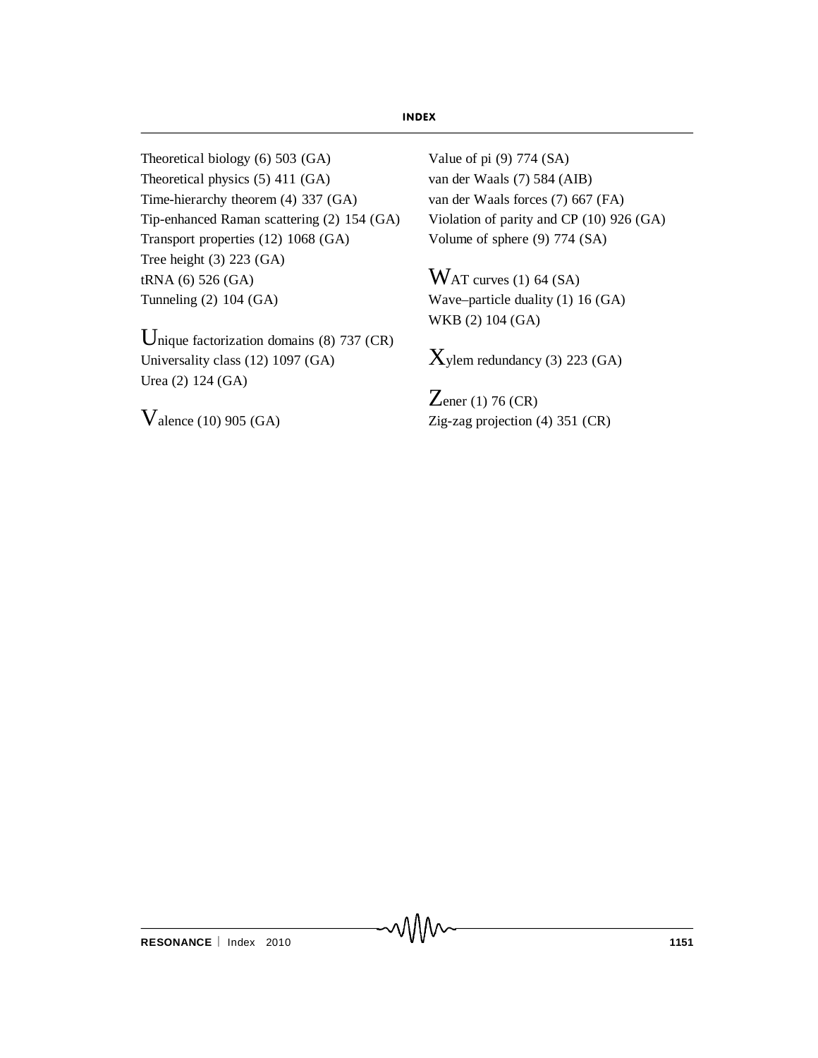Theoretical biology (6) 503 (GA)
Theoretical physics (5) 411 (GA)
Time-hierarchy theorem (4) 337 (GA)
Tip-enhanced Raman scattering (2) 154 (GA)
Transport properties (12) 1068 (GA)
Tree height (3) 223 (GA)
tRNA (6) 526 (GA)
Tunneling (2) 104 (GA)

Unique factorization domains (8) 737 (CR)
Universality class (12) 1097 (GA)
Urea (2) 124 (GA)

Valence (10) 905 (GA)
Value of pi (9) 774 (SA)
van der Waals (7) 584 (AIB)
van der Waals forces (7) 667 (FA)
Violation of parity and CP (10) 926 (GA)
Volume of sphere (9) 774 (SA)

WAT curves (1) 64 (SA)
Wave–particle duality (1) 16 (GA)
WKB (2) 104 (GA)

Xylem redundancy (3) 223 (GA)

Zener (1) 76 (CR)
Zig-zag projection (4) 351 (CR)